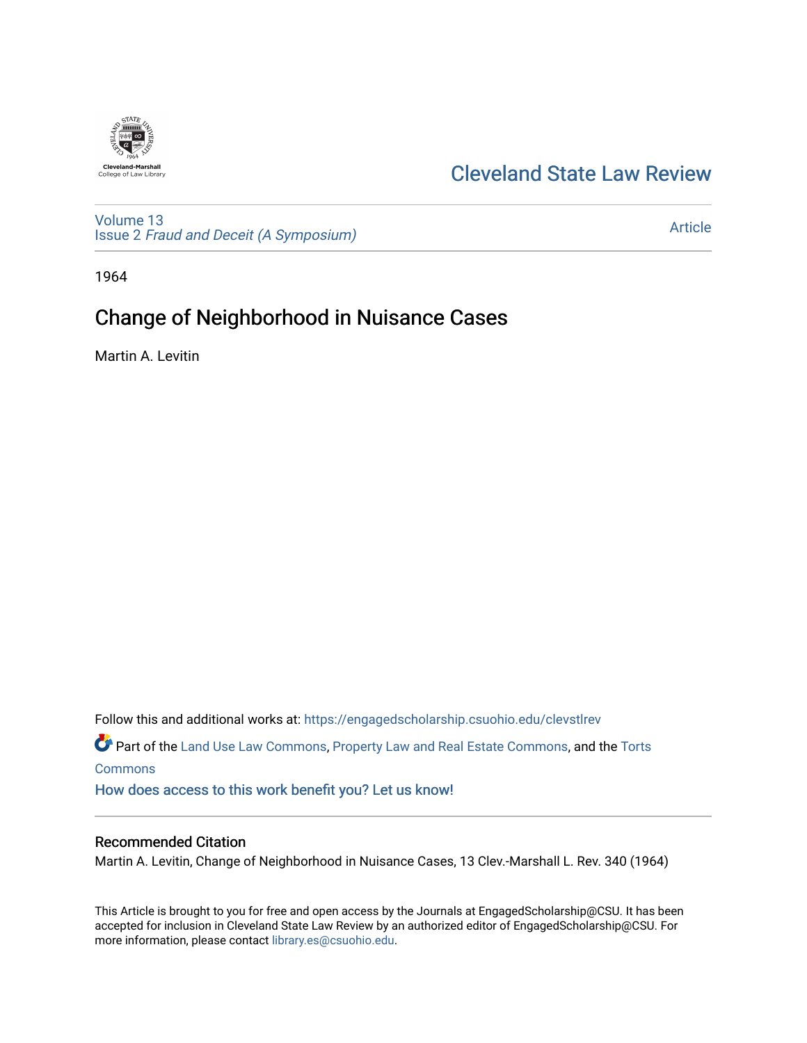Cleveland-Marshall College of Law Library

# Cleveland State Law Review

Volume 13
Issue 2 *Fraud and Deceit (A Symposium)*

Article

1964

## Change of Neighborhood in Nuisance Cases

Martin A. Levitin

Follow this and additional works at: https://engagedscholarship.csuohio.edu/clevstlrev

Part of the Land Use Law Commons, Property Law and Real Estate Commons, and the Torts Commons

How does access to this work benefit you? Let us know!

### Recommended Citation

Martin A. Levitin, Change of Neighborhood in Nuisance Cases, 13 Clev.-Marshall L. Rev. 340 (1964)

This Article is brought to you for free and open access by the Journals at EngagedScholarship@CSU. It has been accepted for inclusion in Cleveland State Law Review by an authorized editor of EngagedScholarship@CSU. For more information, please contact library.es@csuohio.edu.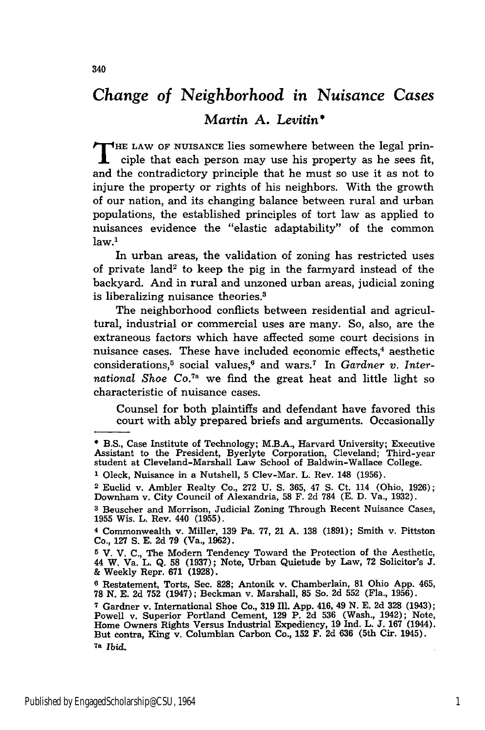# *Change of Neighborhood in Nuisance Cases*

## *Martin A. Levitin**

THE LAW OF NUISANCE lies somewhere between the legal principle that each person may use his property as he sees fit, and the contradictory principle that he must so use it as not to injure the property or rights of his neighbors. With the growth of our nation, and its changing balance between rural and urban populations, the established principles of tort law as applied to nuisances evidence the "elastic adaptability" of the common law.[1]

In urban areas, the validation of zoning has restricted uses of private land[2] to keep the pig in the farmyard instead of the backyard. And in rural and unzoned urban areas, judicial zoning is liberalizing nuisance theories.[3]

The neighborhood conflicts between residential and agricultural, industrial or commercial uses are many. So, also, are the extraneous factors which have affected some court decisions in nuisance cases. These have included economic effects,[4] aesthetic considerations,[5] social values,[6] and wars.[7] In *Gardner v. International Shoe Co.*[7a] we find the great heat and little light so characteristic of nuisance cases.

> Counsel for both plaintiffs and defendant have favored this court with ably prepared briefs and arguments. Occasionally

---

\* B.S., Case Institute of Technology; M.B.A., Harvard University; Executive Assistant to the President, Byerlyte Corporation, Cleveland; Third-year student at Cleveland-Marshall Law School of Baldwin-Wallace College.

[1] Oleck, Nuisance in a Nutshell, 5 Clev-Mar. L. Rev. 148 (1956).

[2] Euclid v. Ambler Realty Co., 272 U. S. 365, 47 S. Ct. 114 (Ohio, 1926); Downham v. City Council of Alexandria, 58 F. 2d 784 (E. D. Va., 1932).

[3] Beuscher and Morrison, Judicial Zoning Through Recent Nuisance Cases, 1955 Wis. L. Rev. 440 (1955).

[4] Commonwealth v. Miller, 139 Pa. 77, 21 A. 138 (1891); Smith v. Pittston Co., 127 S. E. 2d 79 (Va., 1962).

[5] V. V. C., The Modern Tendency Toward the Protection of the Aesthetic, 44 W. Va. L. Q. 58 (1937); Note, Urban Quietude by Law, 72 Solicitor's J. & Weekly Repr. 671 (1928).

[6] Restatement, Torts, Sec. 828; Antonik v. Chamberlain, 81 Ohio App. 465, 78 N. E. 2d 752 (1947); Beckman v. Marshall, 85 So. 2d 552 (Fla., 1956).

[7] Gardner v. International Shoe Co., 319 Ill. App. 416, 49 N. E. 2d 328 (1943); Powell v. Superior Portland Cement, 129 P. 2d 536 (Wash., 1942); Note, Home Owners Rights Versus Industrial Expediency, 19 Ind. L. J. 167 (1944). But contra, King v. Columbian Carbon Co., 152 F. 2d 636 (5th Cir. 1945).

[7a] *Ibid.*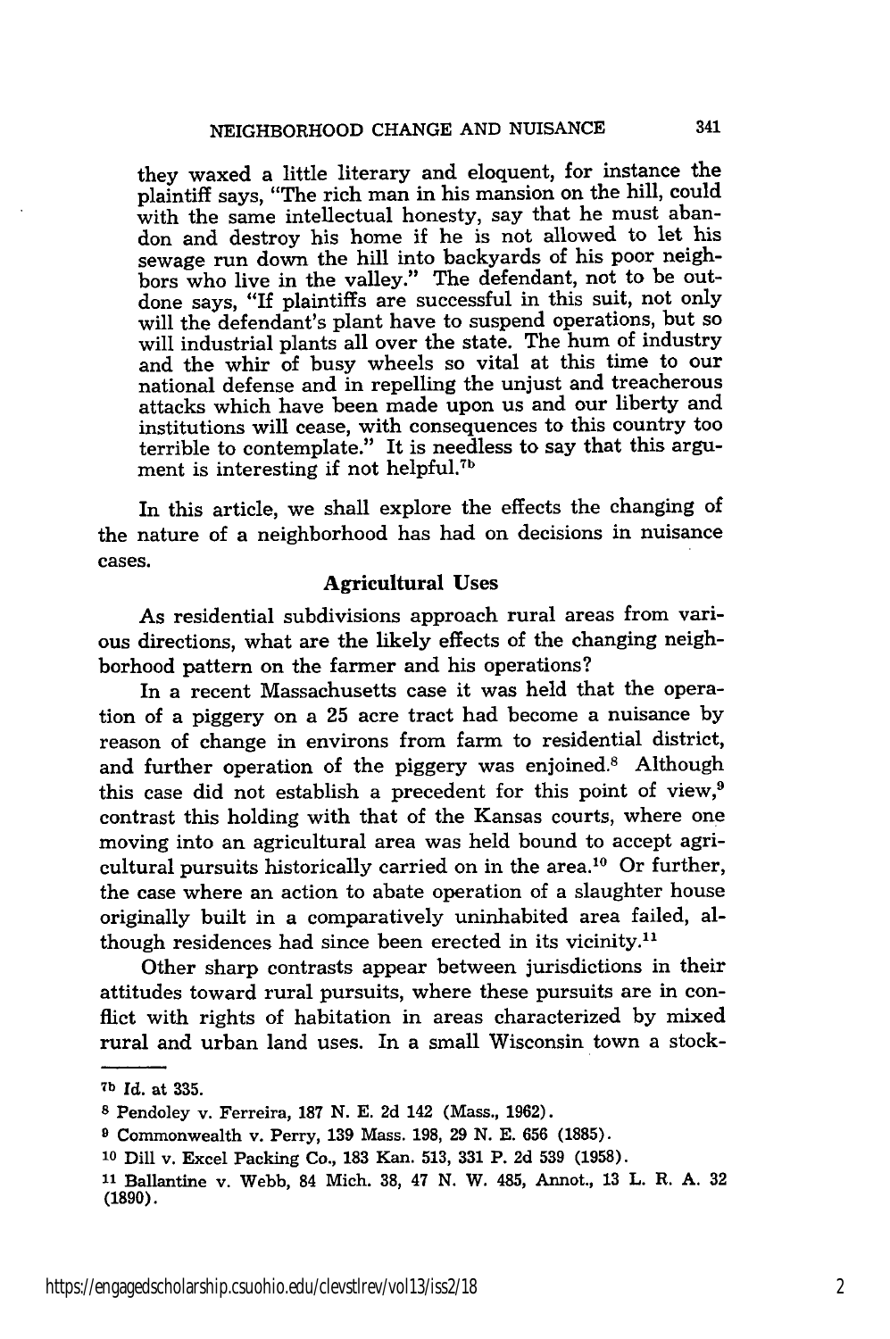they waxed a little literary and eloquent, for instance the plaintiff says, "The rich man in his mansion on the hill, could with the same intellectual honesty, say that he must abandon and destroy his home if he is not allowed to let his sewage run down the hill into backyards of his poor neighbors who live in the valley." The defendant, not to be outdone says, "If plaintiffs are successful in this suit, not only will the defendant's plant have to suspend operations, but so will industrial plants all over the state. The hum of industry and the whir of busy wheels so vital at this time to our national defense and in repelling the unjust and treacherous attacks which have been made upon us and our liberty and institutions will cease, with consequences to this country too terrible to contemplate." It is needless to say that this argument is interesting if not helpful.[7b]

In this article, we shall explore the effects the changing of the nature of a neighborhood has had on decisions in nuisance cases.

## Agricultural Uses

As residential subdivisions approach rural areas from various directions, what are the likely effects of the changing neighborhood pattern on the farmer and his operations?

In a recent Massachusetts case it was held that the operation of a piggery on a 25 acre tract had become a nuisance by reason of change in environs from farm to residential district, and further operation of the piggery was enjoined.[8] Although this case did not establish a precedent for this point of view,[9] contrast this holding with that of the Kansas courts, where one moving into an agricultural area was held bound to accept agricultural pursuits historically carried on in the area.[10] Or further, the case where an action to abate operation of a slaughter house originally built in a comparatively uninhabited area failed, although residences had since been erected in its vicinity.[11]

Other sharp contrasts appear between jurisdictions in their attitudes toward rural pursuits, where these pursuits are in conflict with rights of habitation in areas characterized by mixed rural and urban land uses. In a small Wisconsin town a stock-

---

[7b] Id. at 335.

[8] Pendoley v. Ferreira, 187 N. E. 2d 142 (Mass., 1962).

[9] Commonwealth v. Perry, 139 Mass. 198, 29 N. E. 656 (1885).

[10] Dill v. Excel Packing Co., 183 Kan. 513, 331 P. 2d 539 (1958).

[11] Ballantine v. Webb, 84 Mich. 38, 47 N. W. 485, Annot., 13 L. R. A. 32 (1890).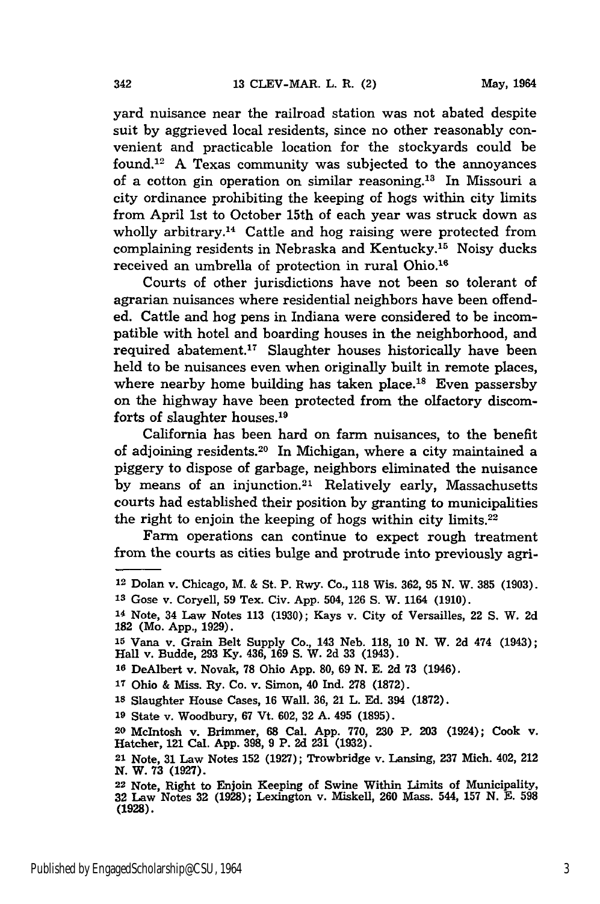yard nuisance near the railroad station was not abated despite suit by aggrieved local residents, since no other reasonably convenient and practicable location for the stockyards could be found.[12] A Texas community was subjected to the annoyances of a cotton gin operation on similar reasoning.[13] In Missouri a city ordinance prohibiting the keeping of hogs within city limits from April 1st to October 15th of each year was struck down as wholly arbitrary.[14] Cattle and hog raising were protected from complaining residents in Nebraska and Kentucky.[15] Noisy ducks received an umbrella of protection in rural Ohio.[16]

Courts of other jurisdictions have not been so tolerant of agrarian nuisances where residential neighbors have been offended. Cattle and hog pens in Indiana were considered to be incompatible with hotel and boarding houses in the neighborhood, and required abatement.[17] Slaughter houses historically have been held to be nuisances even when originally built in remote places, where nearby home building has taken place.[18] Even passersby on the highway have been protected from the olfactory discomforts of slaughter houses.[19]

California has been hard on farm nuisances, to the benefit of adjoining residents.[20] In Michigan, where a city maintained a piggery to dispose of garbage, neighbors eliminated the nuisance by means of an injunction.[21] Relatively early, Massachusetts courts had established their position by granting to municipalities the right to enjoin the keeping of hogs within city limits.[22]

Farm operations can continue to expect rough treatment from the courts as cities bulge and protrude into previously agri-

---

12 Dolan v. Chicago, M. & St. P. Rwy. Co., 118 Wis. 362, 95 N. W. 385 (1903).

13 Gose v. Coryell, 59 Tex. Civ. App. 504, 126 S. W. 1164 (1910).

14 Note, 34 Law Notes 113 (1930); Kays v. City of Versailles, 22 S. W. 2d 182 (Mo. App., 1929).

15 Vana v. Grain Belt Supply Co., 143 Neb. 118, 10 N. W. 2d 474 (1943); Hall v. Budde, 293 Ky. 436, 169 S. W. 2d 33 (1943).

16 DeAlbert v. Novak, 78 Ohio App. 80, 69 N. E. 2d 73 (1946).

17 Ohio & Miss. Ry. Co. v. Simon, 40 Ind. 278 (1872).

18 Slaughter House Cases, 16 Wall. 36, 21 L. Ed. 394 (1872).

19 State v. Woodbury, 67 Vt. 602, 32 A. 495 (1895).

20 McIntosh v. Brimmer, 68 Cal. App. 770, 230 P. 203 (1924); Cook v. Hatcher, 121 Cal. App. 398, 9 P. 2d 231 (1932).

21 Note, 31 Law Notes 152 (1927); Trowbridge v. Lansing, 237 Mich. 402, 212 N. W. 73 (1927).

22 Note, Right to Enjoin Keeping of Swine Within Limits of Municipality, 32 Law Notes 32 (1928); Lexington v. Miskell, 260 Mass. 544, 157 N. E. 598 (1928).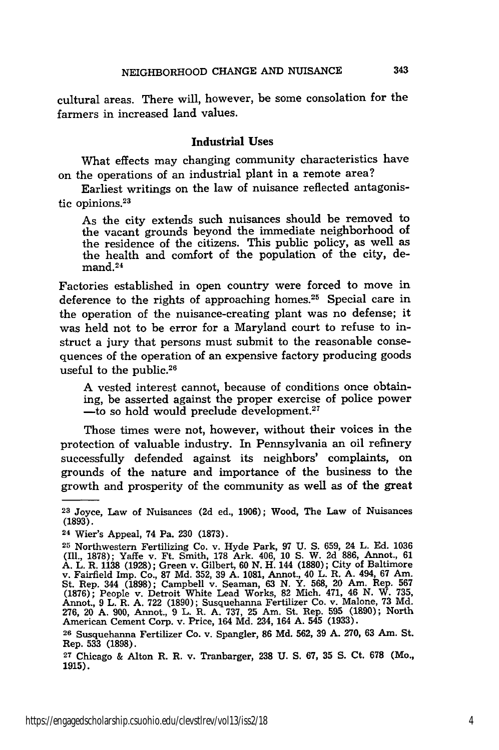cultural areas. There will, however, be some consolation for the farmers in increased land values.

### Industrial Uses

What effects may changing community characteristics have on the operations of an industrial plant in a remote area?

Earliest writings on the law of nuisance reflected antagonistic opinions.[23]

> As the city extends such nuisances should be removed to the vacant grounds beyond the immediate neighborhood of the residence of the citizens. This public policy, as well as the health and comfort of the population of the city, demand.[24]

Factories established in open country were forced to move in deference to the rights of approaching homes.[25] Special care in the operation of the nuisance-creating plant was no defense; it was held not to be error for a Maryland court to refuse to instruct a jury that persons must submit to the reasonable consequences of the operation of an expensive factory producing goods useful to the public.[26]

> A vested interest cannot, because of conditions once obtaining, be asserted against the proper exercise of police power —to so hold would preclude development.[27]

Those times were not, however, without their voices in the protection of valuable industry. In Pennsylvania an oil refinery successfully defended against its neighbors' complaints, on grounds of the nature and importance of the business to the growth and prosperity of the community as well as of the great

---

[23] Joyce, Law of Nuisances (2d ed., 1906); Wood, The Law of Nuisances (1893).

[24] Wier's Appeal, 74 Pa. 230 (1873).

[25] Northwestern Fertilizing Co. v. Hyde Park, 97 U. S. 659, 24 L. Ed. 1036 (Ill., 1878); Yaffe v. Ft. Smith, 178 Ark. 406, 10 S. W. 2d 886, Annot., 61 A. L. R. 1138 (1928); Green v. Gilbert, 60 N. H. 144 (1880); City of Baltimore v. Fairfield Imp. Co., 87 Md. 352, 39 A. 1081, Annot., 40 L. R. A. 494, 67 Am. St. Rep. 344 (1898); Campbell v. Seaman, 63 N. Y. 568, 20 Am. Rep. 567 (1876); People v. Detroit White Lead Works, 82 Mich. 471, 46 N. W. 735, Annot., 9 L. R. A. 722 (1890); Susquehanna Fertilizer Co. v. Malone, 73 Md. 276, 20 A. 900, Annot., 9 L. R. A. 737, 25 Am. St. Rep. 595 (1890); North American Cement Corp. v. Price, 164 Md. 234, 164 A. 545 (1933).

[26] Susquehanna Fertilizer Co. v. Spangler, 86 Md. 562, 39 A. 270, 63 Am. St. Rep. 533 (1898).

[27] Chicago & Alton R. R. v. Tranbarger, 238 U. S. 67, 35 S. Ct. 678 (Mo., 1915).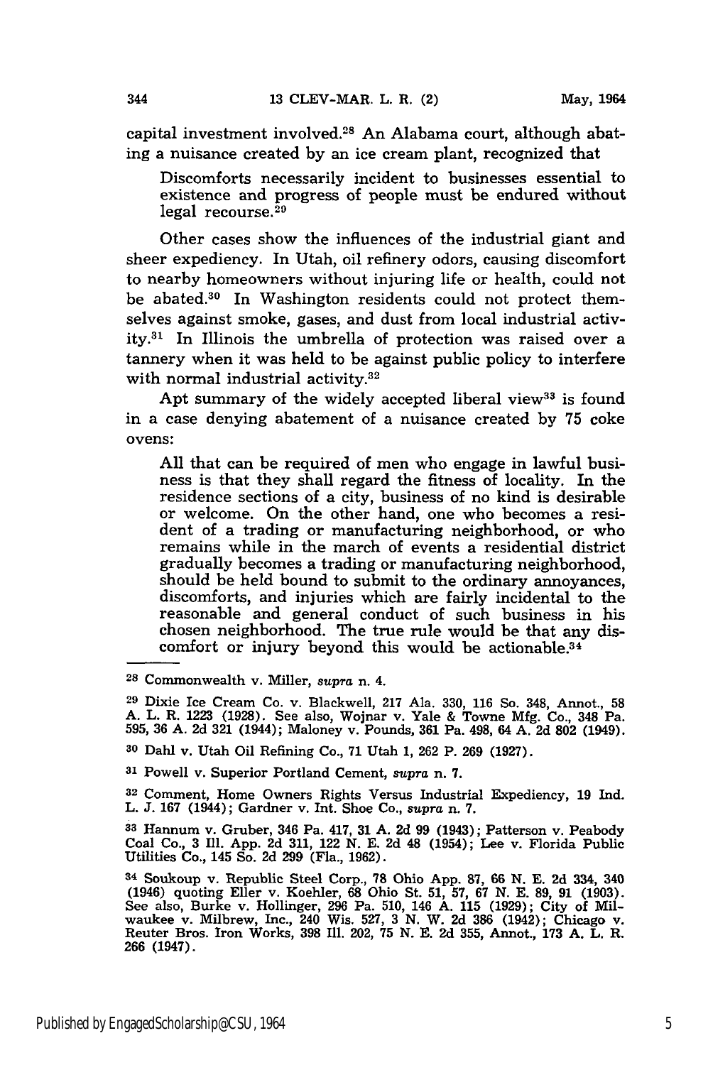capital investment involved.[28] An Alabama court, although abating a nuisance created by an ice cream plant, recognized that

> Discomforts necessarily incident to businesses essential to existence and progress of people must be endured without legal recourse.[29]

Other cases show the influences of the industrial giant and sheer expediency. In Utah, oil refinery odors, causing discomfort to nearby homeowners without injuring life or health, could not be abated.[30] In Washington residents could not protect themselves against smoke, gases, and dust from local industrial activity.[31] In Illinois the umbrella of protection was raised over a tannery when it was held to be against public policy to interfere with normal industrial activity.[32]

Apt summary of the widely accepted liberal view[33] is found in a case denying abatement of a nuisance created by 75 coke ovens:

> All that can be required of men who engage in lawful business is that they shall regard the fitness of locality. In the residence sections of a city, business of no kind is desirable or welcome. On the other hand, one who becomes a resident of a trading or manufacturing neighborhood, or who remains while in the march of events a residential district gradually becomes a trading or manufacturing neighborhood, should be held bound to submit to the ordinary annoyances, discomforts, and injuries which are fairly incidental to the reasonable and general conduct of such business in his chosen neighborhood. The true rule would be that any discomfort or injury beyond this would be actionable.[34]

---

[28] Commonwealth v. Miller, *supra* n. 4.

[29] Dixie Ice Cream Co. v. Blackwell, 217 Ala. 330, 116 So. 348, Annot., 58 A. L. R. 1223 (1928). See also, Wojnar v. Yale & Towne Mfg. Co., 348 Pa. 595, 36 A. 2d 321 (1944); Maloney v. Pounds, 361 Pa. 498, 64 A. 2d 802 (1949).

[30] Dahl v. Utah Oil Refining Co., 71 Utah 1, 262 P. 269 (1927).

[31] Powell v. Superior Portland Cement, *supra* n. 7.

[32] Comment, Home Owners Rights Versus Industrial Expediency, 19 Ind. L. J. 167 (1944); Gardner v. Int. Shoe Co., *supra* n. 7.

[33] Hannum v. Gruber, 346 Pa. 417, 31 A. 2d 99 (1943); Patterson v. Peabody Coal Co., 3 Ill. App. 2d 311, 122 N. E. 2d 48 (1954); Lee v. Florida Public Utilities Co., 145 So. 2d 299 (Fla., 1962).

[34] Soukoup v. Republic Steel Corp., 78 Ohio App. 87, 66 N. E. 2d 334, 340 (1946) quoting Eller v. Koehler, 68 Ohio St. 51, 57, 67 N. E. 89, 91 (1903). See also, Burke v. Hollinger, 296 Pa. 510, 146 A. 115 (1929); City of Milwaukee v. Milbrew, Inc., 240 Wis. 527, 3 N. W. 2d 386 (1942); Chicago v. Reuter Bros. Iron Works, 398 Ill. 202, 75 N. E. 2d 355, Annot., 173 A. L. R. 266 (1947).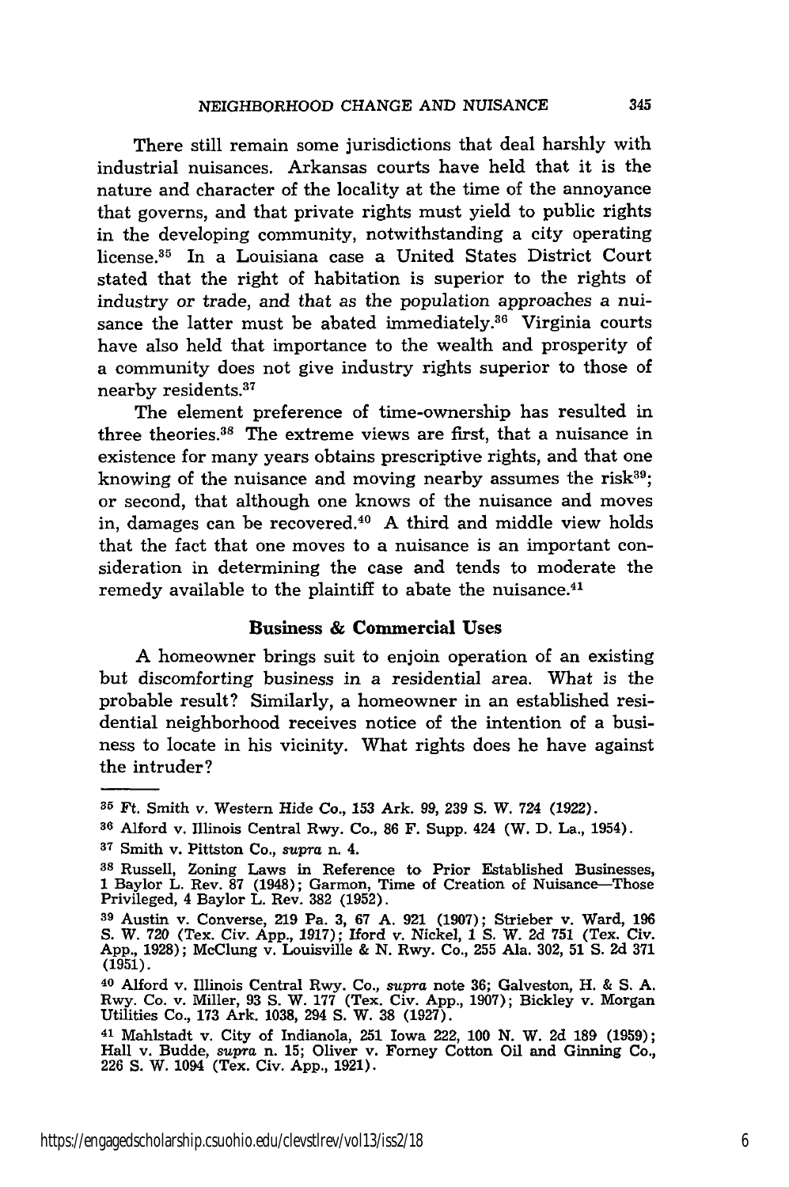There still remain some jurisdictions that deal harshly with industrial nuisances. Arkansas courts have held that it is the nature and character of the locality at the time of the annoyance that governs, and that private rights must yield to public rights in the developing community, notwithstanding a city operating license.[35] In a Louisiana case a United States District Court stated that the right of habitation is superior to the rights of industry or trade, and that as the population approaches a nuisance the latter must be abated immediately.[36] Virginia courts have also held that importance to the wealth and prosperity of a community does not give industry rights superior to those of nearby residents.[37]

The element preference of time-ownership has resulted in three theories.[38] The extreme views are first, that a nuisance in existence for many years obtains prescriptive rights, and that one knowing of the nuisance and moving nearby assumes the risk[39]; or second, that although one knows of the nuisance and moves in, damages can be recovered.[40] A third and middle view holds that the fact that one moves to a nuisance is an important consideration in determining the case and tends to moderate the remedy available to the plaintiff to abate the nuisance.[41]

### Business & Commercial Uses

A homeowner brings suit to enjoin operation of an existing but discomforting business in a residential area. What is the probable result? Similarly, a homeowner in an established residential neighborhood receives notice of the intention of a business to locate in his vicinity. What rights does he have against the intruder?

---

[35] Ft. Smith v. Western Hide Co., 153 Ark. 99, 239 S. W. 724 (1922).

[36] Alford v. Illinois Central Rwy. Co., 86 F. Supp. 424 (W. D. La., 1954).

[37] Smith v. Pittston Co., *supra* n. 4.

[38] Russell, Zoning Laws in Reference to Prior Established Businesses, 1 Baylor L. Rev. 87 (1948); Garmon, Time of Creation of Nuisance—Those Privileged, 4 Baylor L. Rev. 382 (1952).

[39] Austin v. Converse, 219 Pa. 3, 67 A. 921 (1907); Strieber v. Ward, 196 S. W. 720 (Tex. Civ. App., 1917); Iford v. Nickel, 1 S. W. 2d 751 (Tex. Civ. App., 1928); McClung v. Louisville & N. Rwy. Co., 255 Ala. 302, 51 S. 2d 371 (1951).

[40] Alford v. Illinois Central Rwy. Co., *supra* note 36; Galveston, H. & S. A. Rwy. Co. v. Miller, 93 S. W. 177 (Tex. Civ. App., 1907); Bickley v. Morgan Utilities Co., 173 Ark. 1038, 294 S. W. 38 (1927).

[41] Mahlstadt v. City of Indianola, 251 Iowa 222, 100 N. W. 2d 189 (1959); Hall v. Budde, *supra* n. 15; Oliver v. Forney Cotton Oil and Ginning Co., 226 S. W. 1094 (Tex. Civ. App., 1921).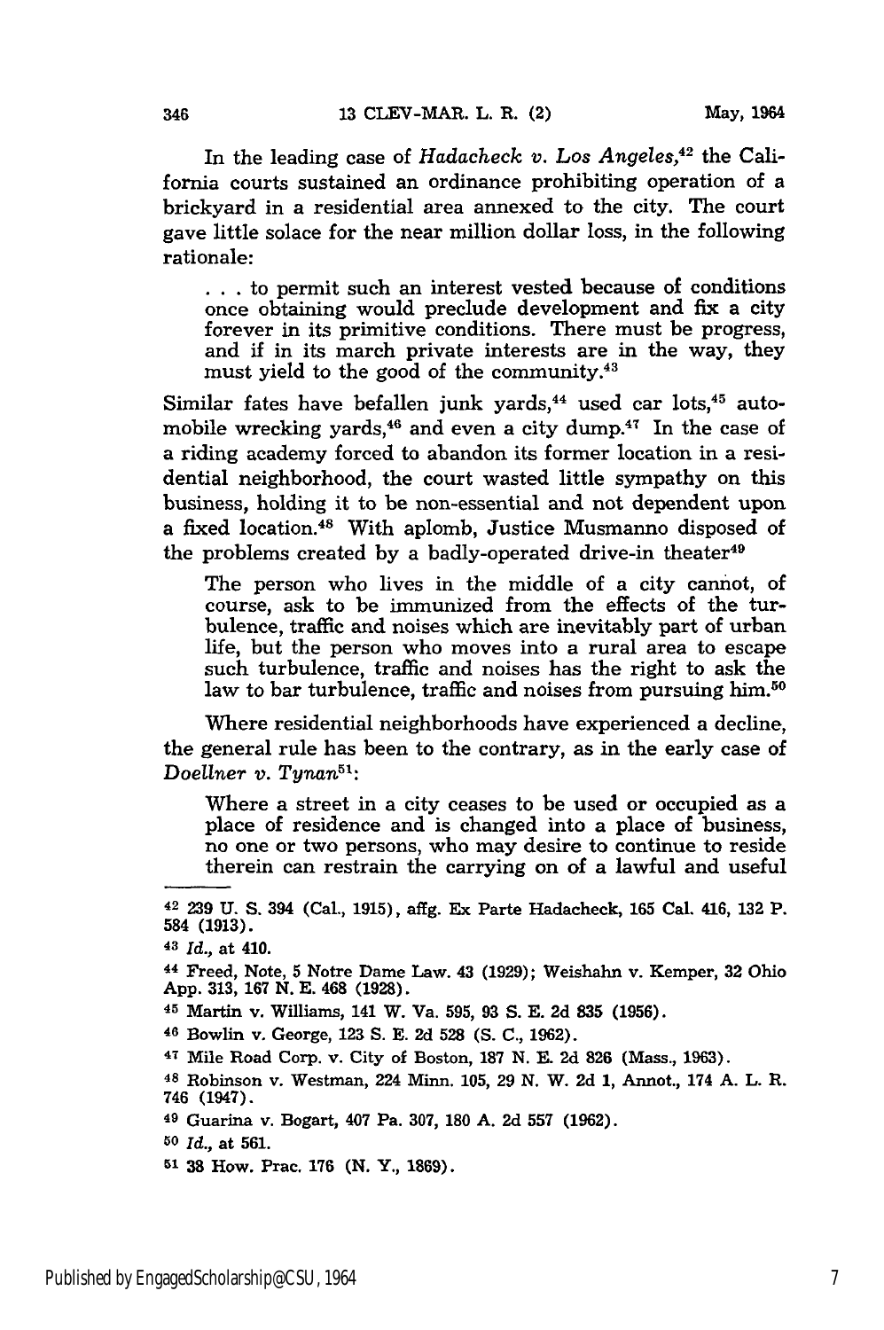In the leading case of *Hadacheck v. Los Angeles*,[42] the California courts sustained an ordinance prohibiting operation of a brickyard in a residential area annexed to the city. The court gave little solace for the near million dollar loss, in the following rationale:

> . . . to permit such an interest vested because of conditions once obtaining would preclude development and fix a city forever in its primitive conditions. There must be progress, and if in its march private interests are in the way, they must yield to the good of the community.[43]

Similar fates have befallen junk yards,[44] used car lots,[45] automobile wrecking yards,[46] and even a city dump.[47] In the case of a riding academy forced to abandon its former location in a residential neighborhood, the court wasted little sympathy on this business, holding it to be non-essential and not dependent upon a fixed location.[48] With aplomb, Justice Musmanno disposed of the problems created by a badly-operated drive-in theater[49]

> The person who lives in the middle of a city cannot, of course, ask to be immunized from the effects of the turbulence, traffic and noises which are inevitably part of urban life, but the person who moves into a rural area to escape such turbulence, traffic and noises has the right to ask the law to bar turbulence, traffic and noises from pursuing him.[50]

Where residential neighborhoods have experienced a decline, the general rule has been to the contrary, as in the early case of *Doellner v. Tynan*[51]:

> Where a street in a city ceases to be used or occupied as a place of residence and is changed into a place of business, no one or two persons, who may desire to continue to reside therein can restrain the carrying on of a lawful and useful

---

[42] 239 U. S. 394 (Cal., 1915), affg. Ex Parte Hadacheck, 165 Cal. 416, 132 P. 584 (1913).

[43] *Id.*, at 410.

[44] Freed, Note, 5 Notre Dame Law. 43 (1929); Weishahn v. Kemper, 32 Ohio App. 313, 167 N. E. 468 (1928).

[45] Martin v. Williams, 141 W. Va. 595, 93 S. E. 2d 835 (1956).

[46] Bowlin v. George, 123 S. E. 2d 528 (S. C., 1962).

[47] Mile Road Corp. v. City of Boston, 187 N. E. 2d 826 (Mass., 1963).

[48] Robinson v. Westman, 224 Minn. 105, 29 N. W. 2d 1, Annot., 174 A. L. R. 746 (1947).

[49] Guarina v. Bogart, 407 Pa. 307, 180 A. 2d 557 (1962).

[50] *Id.*, at 561.

[51] 38 How. Prac. 176 (N. Y., 1869).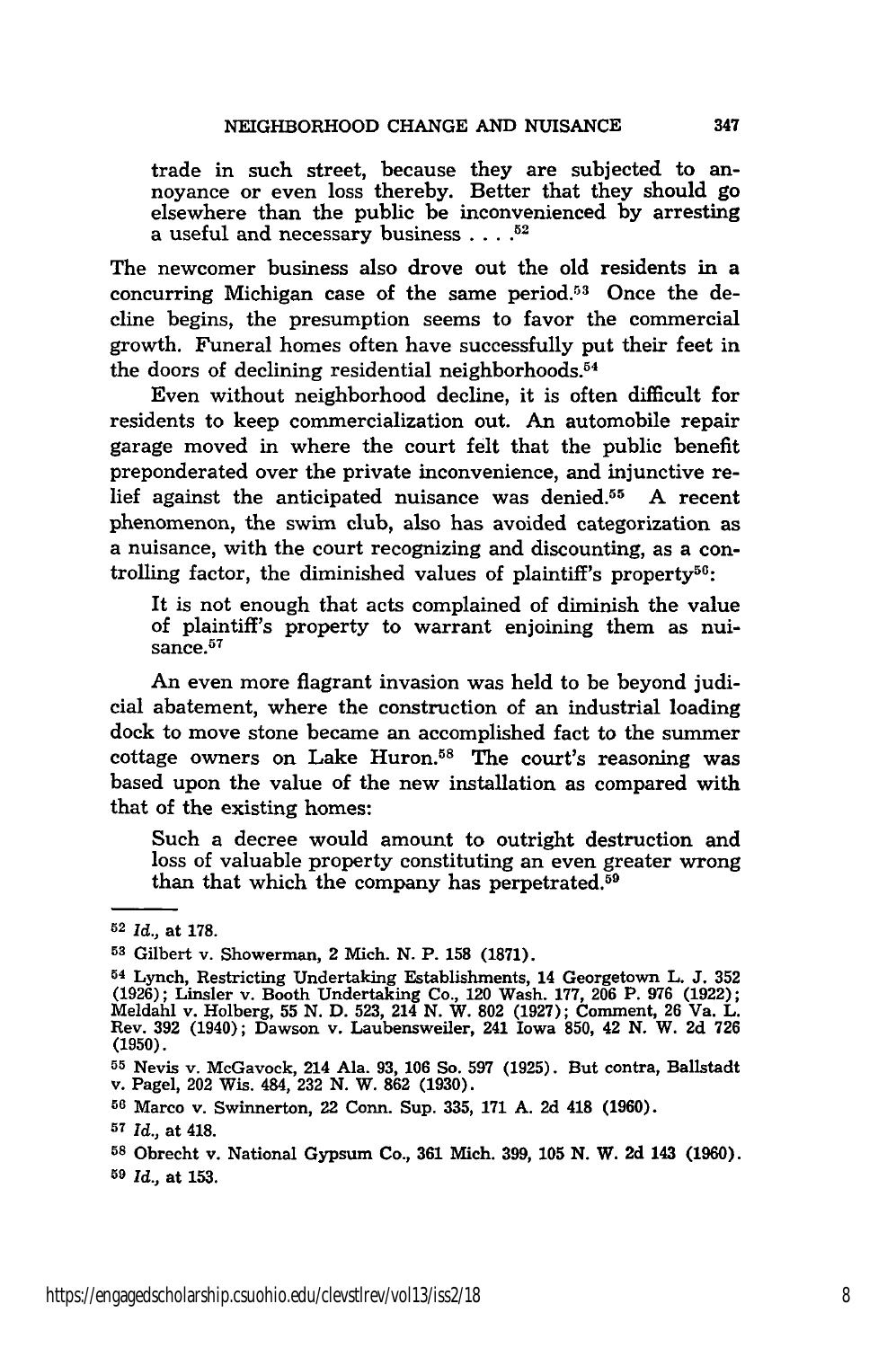trade in such street, because they are subjected to annoyance or even loss thereby. Better that they should go elsewhere than the public be inconvenienced by arresting a useful and necessary business . . . .[52]

The newcomer business also drove out the old residents in a concurring Michigan case of the same period.[53] Once the decline begins, the presumption seems to favor the commercial growth. Funeral homes often have successfully put their feet in the doors of declining residential neighborhoods.[54]

Even without neighborhood decline, it is often difficult for residents to keep commercialization out. An automobile repair garage moved in where the court felt that the public benefit preponderated over the private inconvenience, and injunctive relief against the anticipated nuisance was denied.[55] A recent phenomenon, the swim club, also has avoided categorization as a nuisance, with the court recognizing and discounting, as a controlling factor, the diminished values of plaintiff's property[56]:

It is not enough that acts complained of diminish the value of plaintiff's property to warrant enjoining them as nuisance.[57]

An even more flagrant invasion was held to be beyond judicial abatement, where the construction of an industrial loading dock to move stone became an accomplished fact to the summer cottage owners on Lake Huron.[58] The court's reasoning was based upon the value of the new installation as compared with that of the existing homes:

Such a decree would amount to outright destruction and loss of valuable property constituting an even greater wrong than that which the company has perpetrated.[59]

---

[52] *Id.*, at 178.

[53] Gilbert v. Showerman, 2 Mich. N. P. 158 (1871).

[54] Lynch, Restricting Undertaking Establishments, 14 Georgetown L. J. 352 (1926); Linsler v. Booth Undertaking Co., 120 Wash. 177, 206 P. 976 (1922); Meldahl v. Holberg, 55 N. D. 523, 214 N. W. 802 (1927); Comment, 26 Va. L. Rev. 392 (1940); Dawson v. Laubensweiler, 241 Iowa 850, 42 N. W. 2d 726 (1950).

[55] Nevis v. McGavock, 214 Ala. 93, 106 So. 597 (1925). But contra, Ballstadt v. Pagel, 202 Wis. 484, 232 N. W. 862 (1930).

[56] Marco v. Swinnerton, 22 Conn. Sup. 335, 171 A. 2d 418 (1960).

[57] *Id.*, at 418.

[58] Obrecht v. National Gypsum Co., 361 Mich. 399, 105 N. W. 2d 143 (1960).

[59] *Id.*, at 153.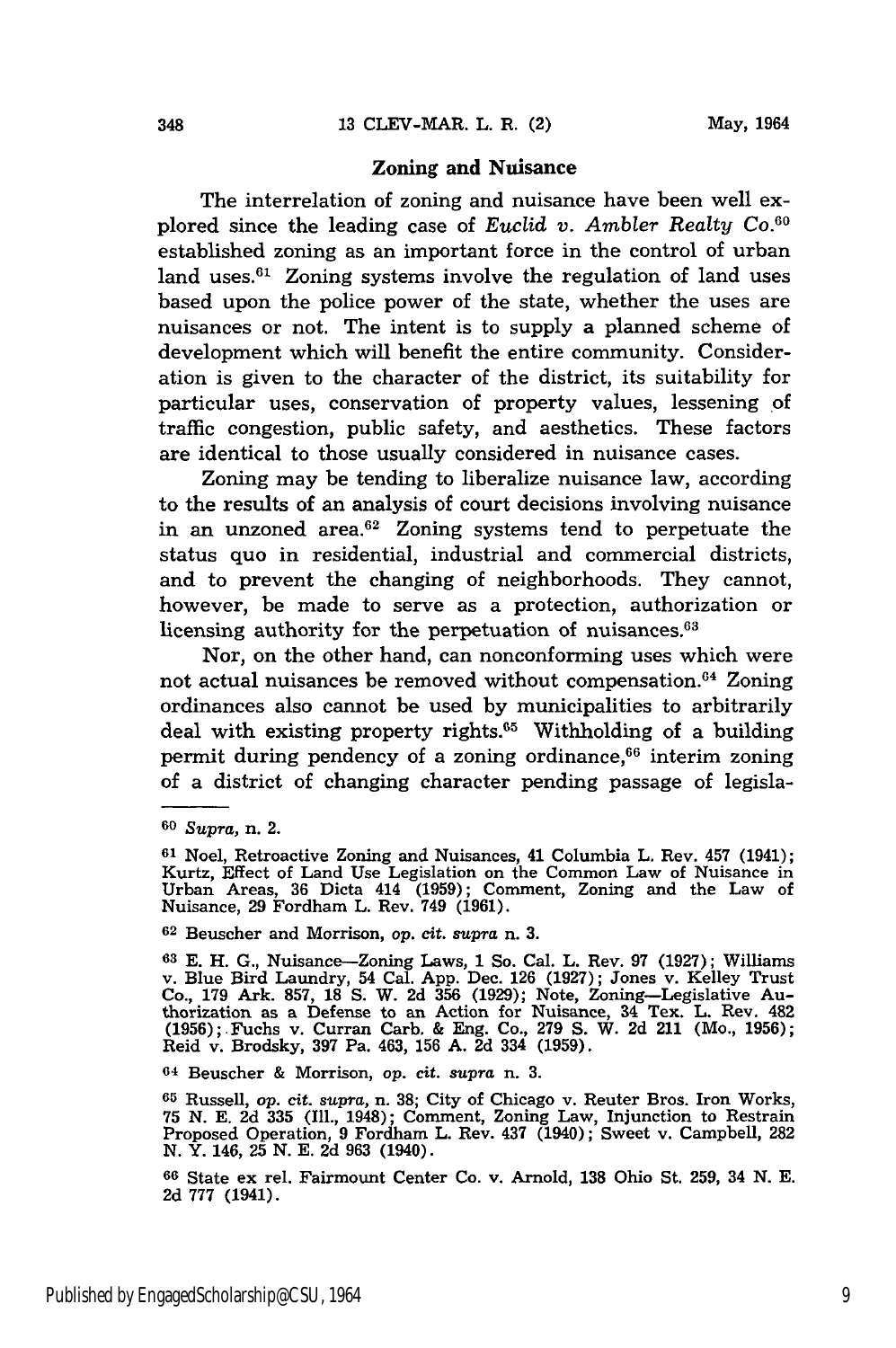## Zoning and Nuisance

The interrelation of zoning and nuisance have been well explored since the leading case of *Euclid v. Ambler Realty Co.*[60] established zoning as an important force in the control of urban land uses.[61] Zoning systems involve the regulation of land uses based upon the police power of the state, whether the uses are nuisances or not. The intent is to supply a planned scheme of development which will benefit the entire community. Consideration is given to the character of the district, its suitability for particular uses, conservation of property values, lessening of traffic congestion, public safety, and aesthetics. These factors are identical to those usually considered in nuisance cases.

Zoning may be tending to liberalize nuisance law, according to the results of an analysis of court decisions involving nuisance in an unzoned area.[62] Zoning systems tend to perpetuate the status quo in residential, industrial and commercial districts, and to prevent the changing of neighborhoods. They cannot, however, be made to serve as a protection, authorization or licensing authority for the perpetuation of nuisances.[63]

Nor, on the other hand, can nonconforming uses which were not actual nuisances be removed without compensation.[64] Zoning ordinances also cannot be used by municipalities to arbitrarily deal with existing property rights.[65] Withholding of a building permit during pendency of a zoning ordinance,[66] interim zoning of a district of changing character pending passage of legisla-

---

[60] *Supra,* n. 2.

[61] Noel, Retroactive Zoning and Nuisances, 41 Columbia L. Rev. 457 (1941); Kurtz, Effect of Land Use Legislation on the Common Law of Nuisance in Urban Areas, 36 Dicta 414 (1959); Comment, Zoning and the Law of Nuisance, 29 Fordham L. Rev. 749 (1961).

[62] Beuscher and Morrison, *op. cit. supra* n. 3.

[63] E. H. G., Nuisance—Zoning Laws, 1 So. Cal. L. Rev. 97 (1927); Williams v. Blue Bird Laundry, 54 Cal. App. Dec. 126 (1927); Jones v. Kelley Trust Co., 179 Ark. 857, 18 S. W. 2d 356 (1929); Note, Zoning—Legislative Authorization as a Defense to an Action for Nuisance, 34 Tex. L. Rev. 482 (1956); Fuchs v. Curran Carb. & Eng. Co., 279 S. W. 2d 211 (Mo., 1956); Reid v. Brodsky, 397 Pa. 463, 156 A. 2d 334 (1959).

[64] Beuscher & Morrison, *op. cit. supra* n. 3.

[65] Russell, *op. cit. supra,* n. 38; City of Chicago v. Reuter Bros. Iron Works, 75 N. E. 2d 335 (Ill., 1948); Comment, Zoning Law, Injunction to Restrain Proposed Operation, 9 Fordham L. Rev. 437 (1940); Sweet v. Campbell, 282 N. Y. 146, 25 N. E. 2d 963 (1940).

[66] State ex rel. Fairmount Center Co. v. Arnold, 138 Ohio St. 259, 34 N. E. 2d 777 (1941).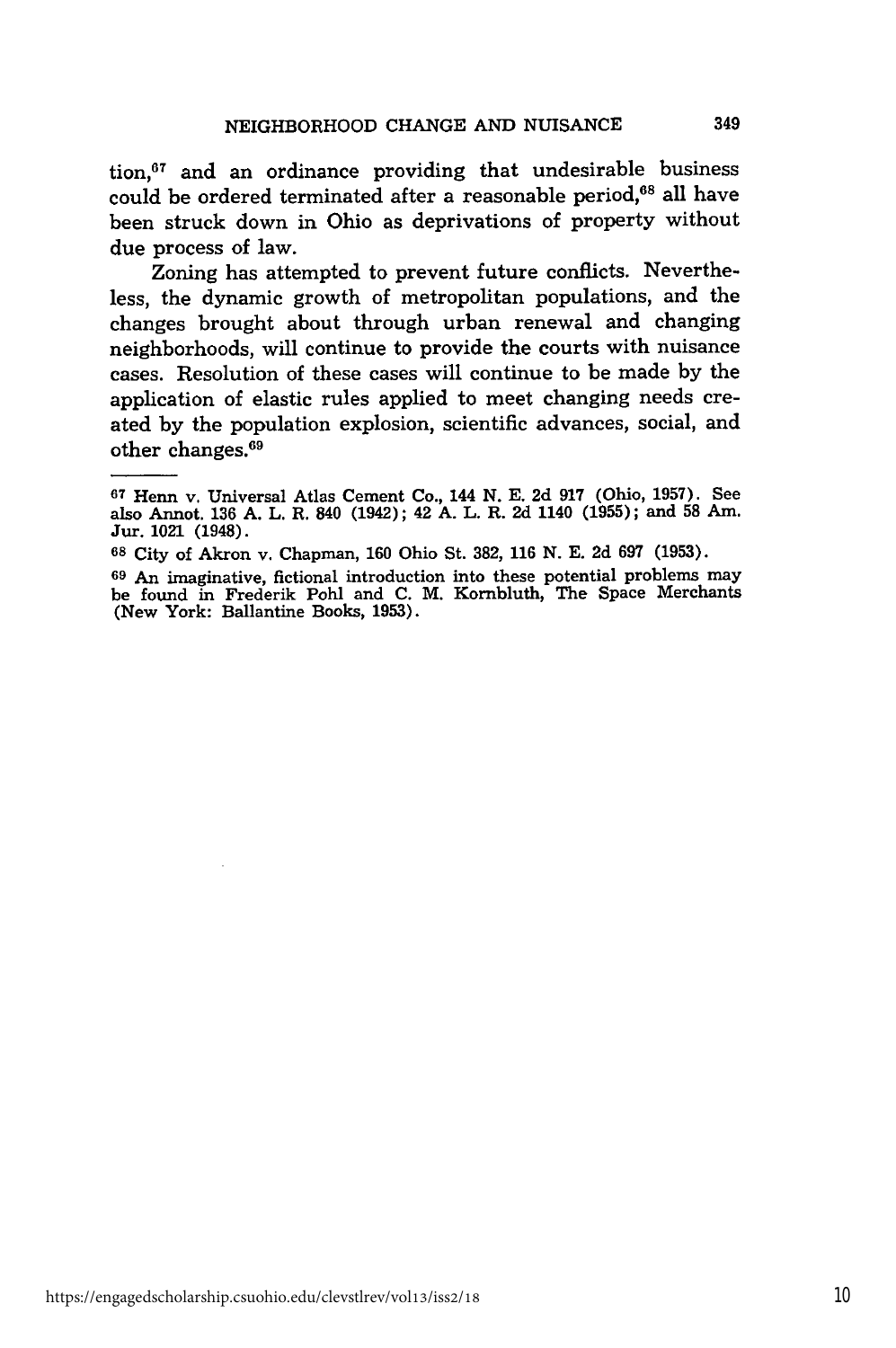tion,[67] and an ordinance providing that undesirable business could be ordered terminated after a reasonable period,[68] all have been struck down in Ohio as deprivations of property without due process of law.

Zoning has attempted to prevent future conflicts. Nevertheless, the dynamic growth of metropolitan populations, and the changes brought about through urban renewal and changing neighborhoods, will continue to provide the courts with nuisance cases. Resolution of these cases will continue to be made by the application of elastic rules applied to meet changing needs created by the population explosion, scientific advances, social, and other changes.[69]

---

[67] Henn v. Universal Atlas Cement Co., 144 N. E. 2d 917 (Ohio, 1957). See also Annot. 136 A. L. R. 840 (1942); 42 A. L. R. 2d 1140 (1955); and 58 Am. Jur. 1021 (1948).

[68] City of Akron v. Chapman, 160 Ohio St. 382, 116 N. E. 2d 697 (1953).

[69] An imaginative, fictional introduction into these potential problems may be found in Frederik Pohl and C. M. Kornbluth, The Space Merchants (New York: Ballantine Books, 1953).